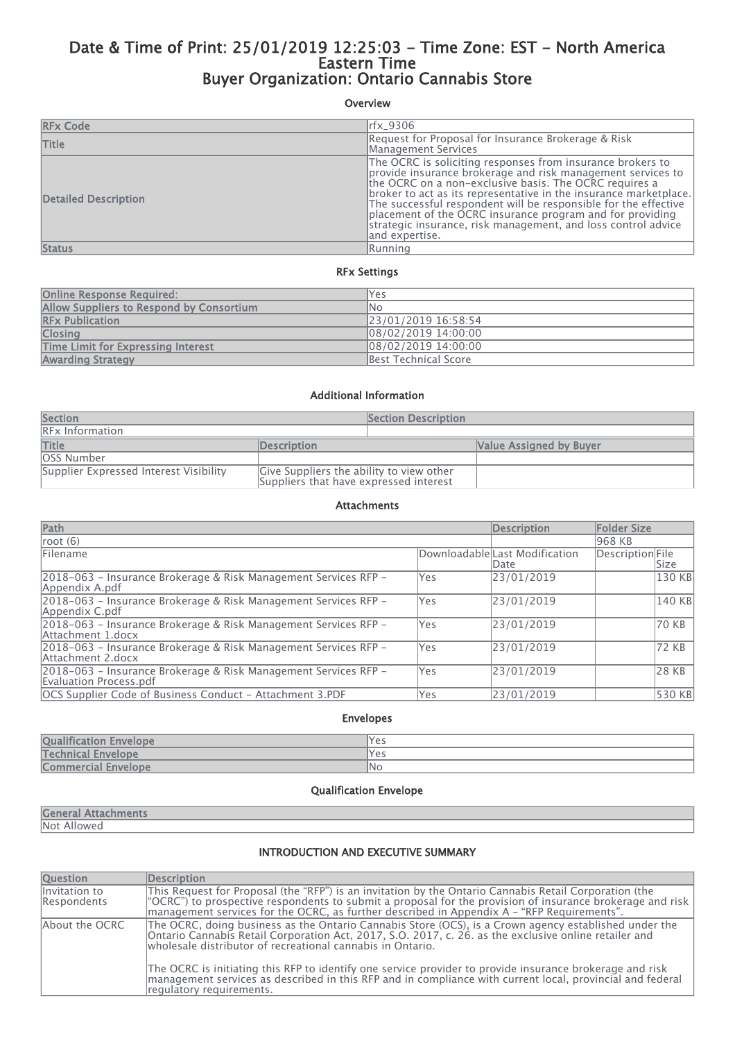# Date & Time of Print: 25/01/2019 12:25:03 - Time Zone: EST - North America Eastern Time
# Buyer Organization: Ontario Cannabis Store

## Overview

| RFx Code | rfx_9306 |
|---|---|
| Title | Request for Proposal for Insurance Brokerage & Risk Management Services |
| Detailed Description | The OCRC is soliciting responses from insurance brokers to provide insurance brokerage and risk management services to the OCRC on a non-exclusive basis. The OCRC requires a broker to act as its representative in the insurance marketplace. The successful respondent will be responsible for the effective placement of the OCRC insurance program and for providing strategic insurance, risk management, and loss control advice and expertise. |
| Status | Running |

## RFx Settings

| Online Response Required: | Yes |
|---|---|
| Allow Suppliers to Respond by Consortium | No |
| RFx Publication | 23/01/2019 16:58:54 |
| Closing | 08/02/2019 14:00:00 |
| Time Limit for Expressing Interest | 08/02/2019 14:00:00 |
| Awarding Strategy | Best Technical Score |

## Additional Information

| Section | Section Description | |
|---|---|---|
| RFx Information | | |
| **Title** | **Description** | **Value Assigned by Buyer** |
| OSS Number | | |
| Supplier Expressed Interest Visibility | Give Suppliers the ability to view other Suppliers that have expressed interest | |

## Attachments

| Path | | Description | Folder Size | |
|---|---|---|---|---|
| root (6) | | | 968 KB | |
| Filename | Downloadable | Last Modification Date | Description | File Size |
| 2018-063 - Insurance Brokerage & Risk Management Services RFP - Appendix A.pdf | Yes | 23/01/2019 | | 130 KB |
| 2018-063 - Insurance Brokerage & Risk Management Services RFP - Appendix C.pdf | Yes | 23/01/2019 | | 140 KB |
| 2018-063 - Insurance Brokerage & Risk Management Services RFP - Attachment 1.docx | Yes | 23/01/2019 | | 70 KB |
| 2018-063 - Insurance Brokerage & Risk Management Services RFP - Attachment 2.docx | Yes | 23/01/2019 | | 72 KB |
| 2018-063 - Insurance Brokerage & Risk Management Services RFP - Evaluation Process.pdf | Yes | 23/01/2019 | | 28 KB |
| OCS Supplier Code of Business Conduct - Attachment 3.PDF | Yes | 23/01/2019 | | 530 KB |

## Envelopes

| Qualification Envelope | Yes |
|---|---|
| Technical Envelope | Yes |
| Commercial Envelope | No |

## Qualification Envelope

| General Attachments |
|---|
| Not Allowed |

## INTRODUCTION AND EXECUTIVE SUMMARY

| Question | Description |
|---|---|
| Invitation to Respondents | This Request for Proposal (the "RFP") is an invitation by the Ontario Cannabis Retail Corporation (the "OCRC") to prospective respondents to submit a proposal for the provision of insurance brokerage and risk management services for the OCRC, as further described in Appendix A – "RFP Requirements". |
| About the OCRC | The OCRC, doing business as the Ontario Cannabis Store (OCS), is a Crown agency established under the Ontario Cannabis Retail Corporation Act, 2017, S.O. 2017, c. 26. as the exclusive online retailer and wholesale distributor of recreational cannabis in Ontario.<br><br>The OCRC is initiating this RFP to identify one service provider to provide insurance brokerage and risk management services as described in this RFP and in compliance with current local, provincial and federal regulatory requirements. |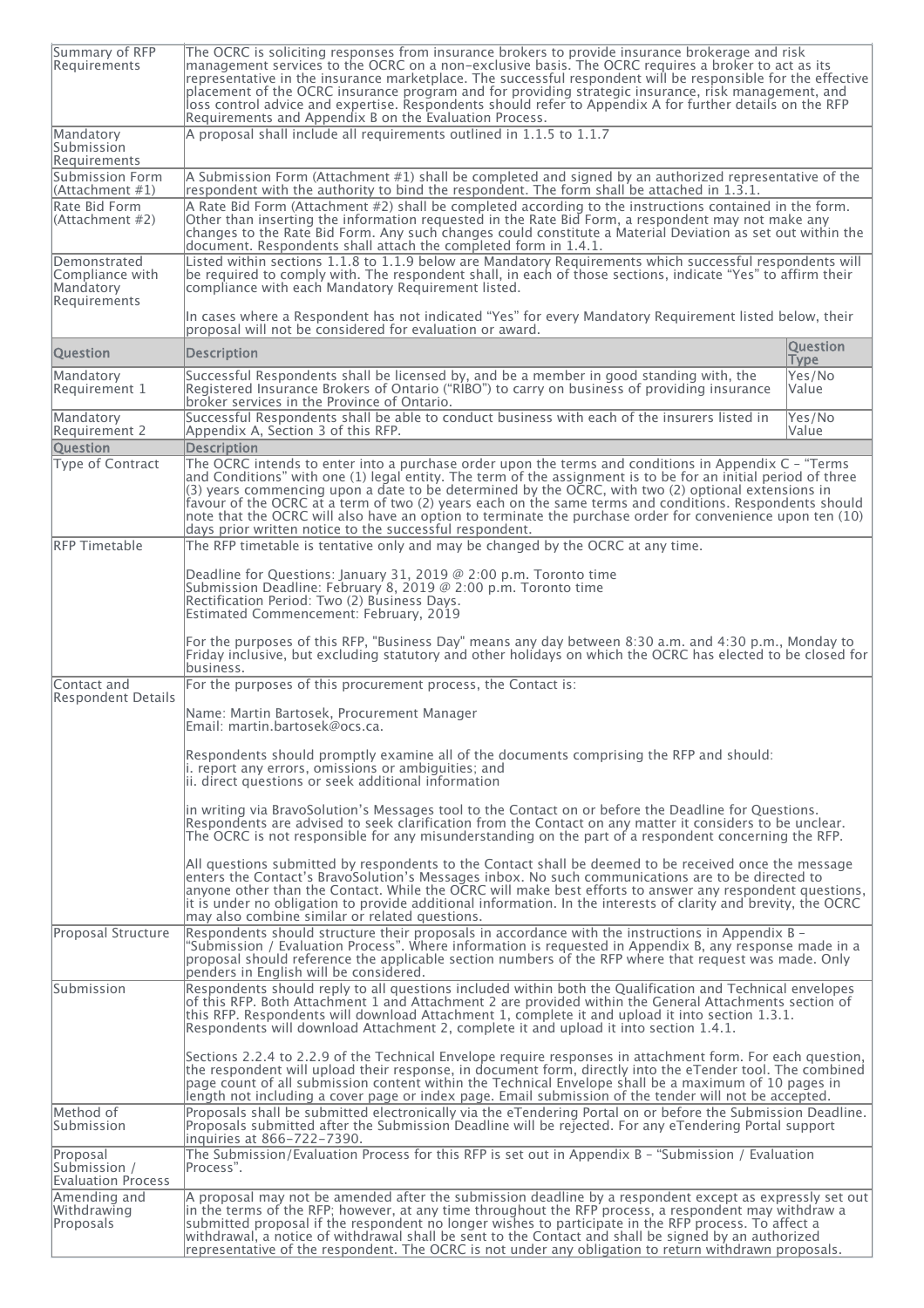| | |
|---|---|
| Summary of RFP Requirements | The OCRC is soliciting responses from insurance brokers to provide insurance brokerage and risk management services to the OCRC on a non-exclusive basis. The OCRC requires a broker to act as its representative in the insurance marketplace. The successful respondent will be responsible for the effective placement of the OCRC insurance program and for providing strategic insurance, risk management, and loss control advice and expertise. Respondents should refer to Appendix A for further details on the RFP Requirements and Appendix B on the Evaluation Process. |
| Mandatory Submission Requirements | A proposal shall include all requirements outlined in 1.1.5 to 1.1.7 |
| Submission Form (Attachment #1) | A Submission Form (Attachment #1) shall be completed and signed by an authorized representative of the respondent with the authority to bind the respondent. The form shall be attached in 1.3.1. |
| Rate Bid Form (Attachment #2) | A Rate Bid Form (Attachment #2) shall be completed according to the instructions contained in the form. Other than inserting the information requested in the Rate Bid Form, a respondent may not make any changes to the Rate Bid Form. Any such changes could constitute a Material Deviation as set out within the document. Respondents shall attach the completed form in 1.4.1. |
| Demonstrated Compliance with Mandatory Requirements | Listed within sections 1.1.8 to 1.1.9 below are Mandatory Requirements which successful respondents will be required to comply with. The respondent shall, in each of those sections, indicate "Yes" to affirm their compliance with each Mandatory Requirement listed.<br><br>In cases where a Respondent has not indicated "Yes" for every Mandatory Requirement listed below, their proposal will not be considered for evaluation or award. |

| Question | Description | Question Type |
|---|---|---|
| Mandatory Requirement 1 | Successful Respondents shall be licensed by, and be a member in good standing with, the Registered Insurance Brokers of Ontario ("RIBO") to carry on business of providing insurance broker services in the Province of Ontario. | Yes/No Value |
| Mandatory Requirement 2 | Successful Respondents shall be able to conduct business with each of the insurers listed in Appendix A, Section 3 of this RFP. | Yes/No Value |

| Question | Description |
|---|---|
| Type of Contract | The OCRC intends to enter into a purchase order upon the terms and conditions in Appendix C – "Terms and Conditions" with one (1) legal entity. The term of the assignment is to be for an initial period of three (3) years commencing upon a date to be determined by the OCRC, with two (2) optional extensions in favour of the OCRC at a term of two (2) years each on the same terms and conditions. Respondents should note that the OCRC will also have an option to terminate the purchase order for convenience upon ten (10) days prior written notice to the successful respondent. |
| RFP Timetable | The RFP timetable is tentative only and may be changed by the OCRC at any time.<br><br>Deadline for Questions: January 31, 2019 @ 2:00 p.m. Toronto time<br>Submission Deadline: February 8, 2019 @ 2:00 p.m. Toronto time<br>Rectification Period: Two (2) Business Days.<br>Estimated Commencement: February, 2019<br><br>For the purposes of this RFP, "Business Day" means any day between 8:30 a.m. and 4:30 p.m., Monday to Friday inclusive, but excluding statutory and other holidays on which the OCRC has elected to be closed for business. |
| Contact and Respondent Details | For the purposes of this procurement process, the Contact is:<br><br>Name: Martin Bartosek, Procurement Manager<br>Email: martin.bartosek@ocs.ca.<br><br>Respondents should promptly examine all of the documents comprising the RFP and should:<br>i. report any errors, omissions or ambiguities; and<br>ii. direct questions or seek additional information<br><br>in writing via BravoSolution's Messages tool to the Contact on or before the Deadline for Questions. Respondents are advised to seek clarification from the Contact on any matter it considers to be unclear. The OCRC is not responsible for any misunderstanding on the part of a respondent concerning the RFP.<br><br>All questions submitted by respondents to the Contact shall be deemed to be received once the message enters the Contact's BravoSolution's Messages inbox. No such communications are to be directed to anyone other than the Contact. While the OCRC will make best efforts to answer any respondent questions, it is under no obligation to provide additional information. In the interests of clarity and brevity, the OCRC may also combine similar or related questions. |
| Proposal Structure | Respondents should structure their proposals in accordance with the instructions in Appendix B – "Submission / Evaluation Process". Where information is requested in Appendix B, any response made in a proposal should reference the applicable section numbers of the RFP where that request was made. Only penders in English will be considered. |
| Submission | Respondents should reply to all questions included within both the Qualification and Technical envelopes of this RFP. Both Attachment 1 and Attachment 2 are provided within the General Attachments section of this RFP. Respondents will download Attachment 1, complete it and upload it into section 1.3.1. Respondents will download Attachment 2, complete it and upload it into section 1.4.1.<br><br>Sections 2.2.4 to 2.2.9 of the Technical Envelope require responses in attachment form. For each question, the respondent will upload their response, in document form, directly into the eTender tool. The combined page count of all submission content within the Technical Envelope shall be a maximum of 10 pages in length not including a cover page or index page. Email submission of the tender will not be accepted. |
| Method of Submission | Proposals shall be submitted electronically via the eTendering Portal on or before the Submission Deadline. Proposals submitted after the Submission Deadline will be rejected. For any eTendering Portal support inquiries at 866-722-7390. |
| Proposal Submission / Evaluation Process | The Submission/Evaluation Process for this RFP is set out in Appendix B – "Submission / Evaluation Process". |
| Amending and Withdrawing Proposals | A proposal may not be amended after the submission deadline by a respondent except as expressly set out in the terms of the RFP; however, at any time throughout the RFP process, a respondent may withdraw a submitted proposal if the respondent no longer wishes to participate in the RFP process. To affect a withdrawal, a notice of withdrawal shall be sent to the Contact and shall be signed by an authorized representative of the respondent. The OCRC is not under any obligation to return withdrawn proposals. |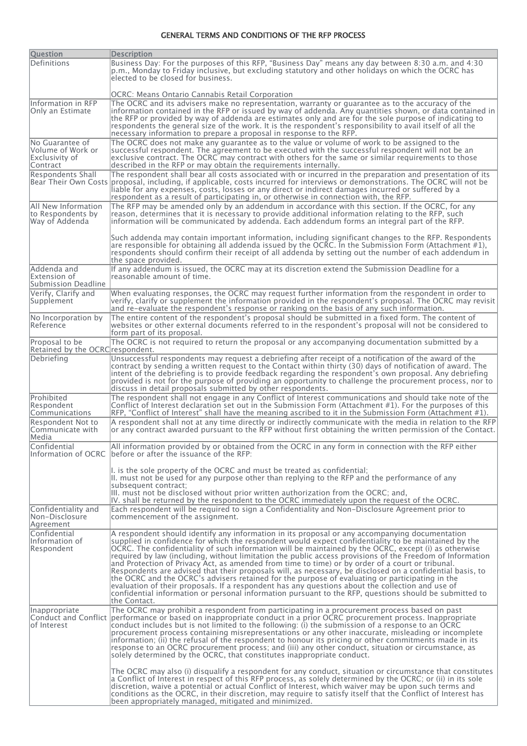# GENERAL TERMS AND CONDITIONS OF THE RFP PROCESS

| Question | Description |
| --- | --- |
| Definitions | Business Day: For the purposes of this RFP, "Business Day" means any day between 8:30 a.m. and 4:30 p.m., Monday to Friday inclusive, but excluding statutory and other holidays on which the OCRC has elected to be closed for business.<br><br>OCRC: Means Ontario Cannabis Retail Corporation |
| Information in RFP Only an Estimate | The OCRC and its advisers make no representation, warranty or guarantee as to the accuracy of the information contained in the RFP or issued by way of addenda. Any quantities shown, or data contained in the RFP or provided by way of addenda are estimates only and are for the sole purpose of indicating to respondents the general size of the work. It is the respondent's responsibility to avail itself of all the necessary information to prepare a proposal in response to the RFP. |
| No Guarantee of Volume of Work or Exclusivity of Contract | The OCRC does not make any guarantee as to the value or volume of work to be assigned to the successful respondent. The agreement to be executed with the successful respondent will not be an exclusive contract. The OCRC may contract with others for the same or similar requirements to those described in the RFP or may obtain the requirements internally. |
| Respondents Shall Bear Their Own Costs | The respondent shall bear all costs associated with or incurred in the preparation and presentation of its proposal, including, if applicable, costs incurred for interviews or demonstrations. The OCRC will not be liable for any expenses, costs, losses or any direct or indirect damages incurred or suffered by a respondent as a result of participating in, or otherwise in connection with, the RFP. |
| All New Information to Respondents by Way of Addenda | The RFP may be amended only by an addendum in accordance with this section. If the OCRC, for any reason, determines that it is necessary to provide additional information relating to the RFP, such information will be communicated by addenda. Each addendum forms an integral part of the RFP.<br><br>Such addenda may contain important information, including significant changes to the RFP. Respondents are responsible for obtaining all addenda issued by the OCRC. In the Submission Form (Attachment #1), respondents should confirm their receipt of all addenda by setting out the number of each addendum in the space provided. |
| Addenda and Extension of Submission Deadline | If any addendum is issued, the OCRC may at its discretion extend the Submission Deadline for a reasonable amount of time. |
| Verify, Clarify and Supplement | When evaluating responses, the OCRC may request further information from the respondent in order to verify, clarify or supplement the information provided in the respondent's proposal. The OCRC may revisit and re-evaluate the respondent's response or ranking on the basis of any such information. |
| No Incorporation by Reference | The entire content of the respondent's proposal should be submitted in a fixed form. The content of websites or other external documents referred to in the respondent's proposal will not be considered to form part of its proposal. |
| Proposal to be Retained by the OCRC | The OCRC is not required to return the proposal or any accompanying documentation submitted by a respondent. |
| Debriefing | Unsuccessful respondents may request a debriefing after receipt of a notification of the award of the contract by sending a written request to the Contact within thirty (30) days of notification of award. The intent of the debriefing is to provide feedback regarding the respondent's own proposal. Any debriefing provided is not for the purpose of providing an opportunity to challenge the procurement process, nor to discuss in detail proposals submitted by other respondents. |
| Prohibited Respondent Communications | The respondent shall not engage in any Conflict of Interest communications and should take note of the Conflict of Interest declaration set out in the Submission Form (Attachment #1). For the purposes of this RFP, "Conflict of Interest" shall have the meaning ascribed to it in the Submission Form (Attachment #1). |
| Respondent Not to Communicate with Media | A respondent shall not at any time directly or indirectly communicate with the media in relation to the RFP or any contract awarded pursuant to the RFP without first obtaining the written permission of the Contact. |
| Confidential Information of OCRC | All information provided by or obtained from the OCRC in any form in connection with the RFP either before or after the issuance of the RFP:<br><br>I. is the sole property of the OCRC and must be treated as confidential;<br>II. must not be used for any purpose other than replying to the RFP and the performance of any subsequent contract;<br>III. must not be disclosed without prior written authorization from the OCRC; and,<br>IV. shall be returned by the respondent to the OCRC immediately upon the request of the OCRC. |
| Confidentiality and Non-Disclosure Agreement | Each respondent will be required to sign a Confidentiality and Non-Disclosure Agreement prior to commencement of the assignment. |
| Confidential Information of Respondent | A respondent should identify any information in its proposal or any accompanying documentation supplied in confidence for which the respondent would expect confidentiality to be maintained by the OCRC. The confidentiality of such information will be maintained by the OCRC, except (i) as otherwise required by law (including, without limitation the public access provisions of the Freedom of Information and Protection of Privacy Act, as amended from time to time) or by order of a court or tribunal. Respondents are advised that their proposals will, as necessary, be disclosed on a confidential basis, to the OCRC and the OCRC's advisers retained for the purpose of evaluating or participating in the evaluation of their proposals. If a respondent has any questions about the collection and use of confidential information or personal information pursuant to the RFP, questions should be submitted to the Contact. |
| Inappropriate Conduct and Conflict of Interest | The OCRC may prohibit a respondent from participating in a procurement process based on past performance or based on inappropriate conduct in a prior OCRC procurement process. Inappropriate conduct includes but is not limited to the following: (i) the submission of a response to an OCRC procurement process containing misrepresentations or any other inaccurate, misleading or incomplete information; (ii) the refusal of the respondent to honour its pricing or other commitments made in its response to an OCRC procurement process; and (iii) any other conduct, situation or circumstance, as solely determined by the OCRC, that constitutes inappropriate conduct.<br><br>The OCRC may also (i) disqualify a respondent for any conduct, situation or circumstance that constitutes a Conflict of Interest in respect of this RFP process, as solely determined by the OCRC; or (ii) in its sole discretion, waive a potential or actual Conflict of Interest, which waiver may be upon such terms and conditions as the OCRC, in their discretion, may require to satisfy itself that the Conflict of Interest has been appropriately managed, mitigated and minimized. |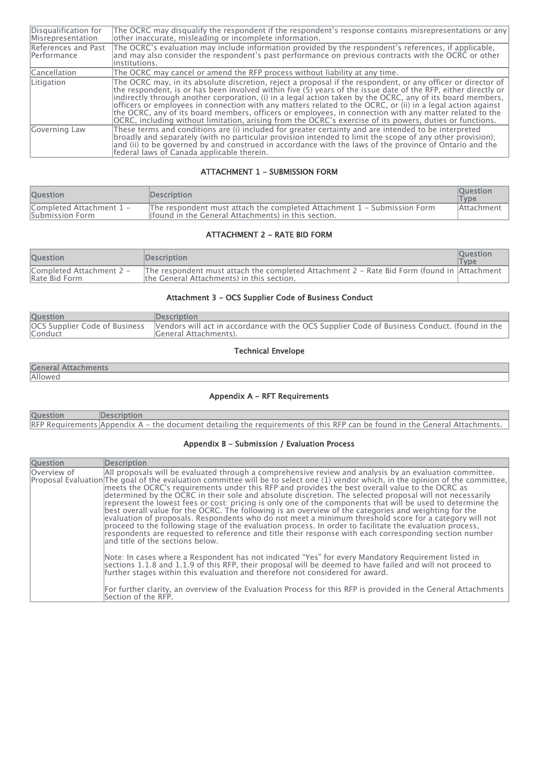| | |
|---|---|
| Disqualification for Misrepresentation | The OCRC may disqualify the respondent if the respondent's response contains misrepresentations or any other inaccurate, misleading or incomplete information. |
| References and Past Performance | The OCRC's evaluation may include information provided by the respondent's references, if applicable, and may also consider the respondent's past performance on previous contracts with the OCRC or other institutions. |
| Cancellation | The OCRC may cancel or amend the RFP process without liability at any time. |
| Litigation | The OCRC may, in its absolute discretion, reject a proposal if the respondent, or any officer or director of the respondent, is or has been involved within five (5) years of the issue date of the RFP, either directly or indirectly through another corporation, (i) in a legal action taken by the OCRC, any of its board members, officers or employees in connection with any matters related to the OCRC, or (ii) in a legal action against the OCRC, any of its board members, officers or employees, in connection with any matter related to the OCRC, including without limitation, arising from the OCRC's exercise of its powers, duties or functions. |
| Governing Law | These terms and conditions are (i) included for greater certainty and are intended to be interpreted broadly and separately (with no particular provision intended to limit the scope of any other provision); and (ii) to be governed by and construed in accordance with the laws of the province of Ontario and the federal laws of Canada applicable therein. |

### ATTACHMENT 1 - SUBMISSION FORM

| Question | Description | Question Type |
|---|---|---|
| Completed Attachment 1 - Submission Form | The respondent must attach the completed Attachment 1 – Submission Form (found in the General Attachments) in this section. | Attachment |

### ATTACHMENT 2 - RATE BID FORM

| Question | Description | Question Type |
|---|---|---|
| Completed Attachment 2 - Rate Bid Form | The respondent must attach the completed Attachment 2 – Rate Bid Form (found in the General Attachments) in this section. | Attachment |

### Attachment 3 - OCS Supplier Code of Business Conduct

| Question | Description |
|---|---|
| OCS Supplier Code of Business Conduct | Vendors will act in accordance with the OCS Supplier Code of Business Conduct. (found in the General Attachments). |

### Technical Envelope

| General Attachments |
|---|
| Allowed |

### Appendix A - RFT Requirements

| Question | Description |
|---|---|
| RFP Requirements | Appendix A – the document detailing the requirements of this RFP can be found in the General Attachments. |

### Appendix B - Submission / Evaluation Process

| Question | Description |
|---|---|
| Overview of Proposal Evaluation | All proposals will be evaluated through a comprehensive review and analysis by an evaluation committee. The goal of the evaluation committee will be to select one (1) vendor which, in the opinion of the committee, meets the OCRC's requirements under this RFP and provides the best overall value to the OCRC as determined by the OCRC in their sole and absolute discretion. The selected proposal will not necessarily represent the lowest fees or cost: pricing is only one of the components that will be used to determine the best overall value for the OCRC. The following is an overview of the categories and weighting for the evaluation of proposals. Respondents who do not meet a minimum threshold score for a category will not proceed to the following stage of the evaluation process. In order to facilitate the evaluation process, respondents are requested to reference and title their response with each corresponding section number and title of the sections below.<br><br>Note: In cases where a Respondent has not indicated "Yes" for every Mandatory Requirement listed in sections 1.1.8 and 1.1.9 of this RFP, their proposal will be deemed to have failed and will not proceed to further stages within this evaluation and therefore not considered for award.<br><br>For further clarity, an overview of the Evaluation Process for this RFP is provided in the General Attachments Section of the RFP. |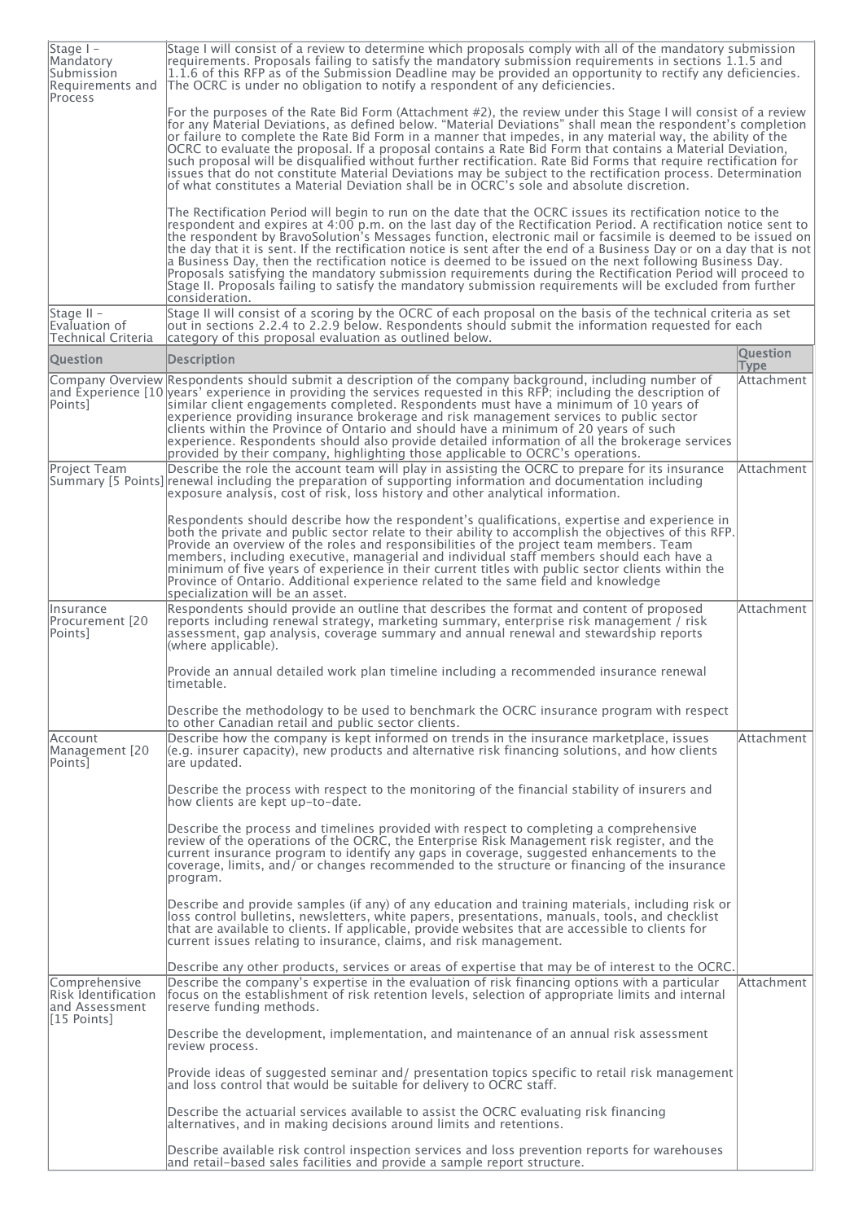| Stage I – Mandatory Submission Requirements and Process | Stage I will consist of a review to determine which proposals comply with all of the mandatory submission requirements. Proposals failing to satisfy the mandatory submission requirements in sections 1.1.5 and 1.1.6 of this RFP as of the Submission Deadline may be provided an opportunity to rectify any deficiencies. The OCRC is under no obligation to notify a respondent of any deficiencies.<br><br>For the purposes of the Rate Bid Form (Attachment #2), the review under this Stage I will consist of a review for any Material Deviations, as defined below. "Material Deviations" shall mean the respondent's completion or failure to complete the Rate Bid Form in a manner that impedes, in any material way, the ability of the OCRC to evaluate the proposal. If a proposal contains a Rate Bid Form that contains a Material Deviation, such proposal will be disqualified without further rectification. Rate Bid Forms that require rectification for issues that do not constitute Material Deviations may be subject to the rectification process. Determination of what constitutes a Material Deviation shall be in OCRC's sole and absolute discretion.<br><br>The Rectification Period will begin to run on the date that the OCRC issues its rectification notice to the respondent and expires at 4:00 p.m. on the last day of the Rectification Period. A rectification notice sent to the respondent by BravoSolution's Messages function, electronic mail or facsimile is deemed to be issued on the day that it is sent. If the rectification notice is sent after the end of a Business Day or on a day that is not a Business Day, then the rectification notice is deemed to be issued on the next following Business Day. Proposals satisfying the mandatory submission requirements during the Rectification Period will proceed to Stage II. Proposals failing to satisfy the mandatory submission requirements will be excluded from further consideration. | |
|---|---|---|
| Stage II – Evaluation of Technical Criteria | Stage II will consist of a scoring by the OCRC of each proposal on the basis of the technical criteria as set out in sections 2.2.4 to 2.2.9 below. Respondents should submit the information requested for each category of this proposal evaluation as outlined below. | |
| **Question** | **Description** | **Question Type** |
| Company Overview and Experience [10 Points] | Respondents should submit a description of the company background, including number of years' experience in providing the services requested in this RFP; including the description of similar client engagements completed. Respondents must have a minimum of 10 years of experience providing insurance brokerage and risk management services to public sector clients within the Province of Ontario and should have a minimum of 20 years of such experience. Respondents should also provide detailed information of all the brokerage services provided by their company, highlighting those applicable to OCRC's operations. | Attachment |
| Project Team Summary [5 Points] | Describe the role the account team will play in assisting the OCRC to prepare for its insurance renewal including the preparation of supporting information and documentation including exposure analysis, cost of risk, loss history and other analytical information.<br><br>Respondents should describe how the respondent's qualifications, expertise and experience in both the private and public sector relate to their ability to accomplish the objectives of this RFP. Provide an overview of the roles and responsibilities of the project team members. Team members, including executive, managerial and individual staff members should each have a minimum of five years of experience in their current titles with public sector clients within the Province of Ontario. Additional experience related to the same field and knowledge specialization will be an asset. | Attachment |
| Insurance Procurement [20 Points] | Respondents should provide an outline that describes the format and content of proposed reports including renewal strategy, marketing summary, enterprise risk management / risk assessment, gap analysis, coverage summary and annual renewal and stewardship reports (where applicable).<br><br>Provide an annual detailed work plan timeline including a recommended insurance renewal timetable.<br><br>Describe the methodology to be used to benchmark the OCRC insurance program with respect to other Canadian retail and public sector clients. | Attachment |
| Account Management [20 Points] | Describe how the company is kept informed on trends in the insurance marketplace, issues (e.g. insurer capacity), new products and alternative risk financing solutions, and how clients are updated.<br><br>Describe the process with respect to the monitoring of the financial stability of insurers and how clients are kept up-to-date.<br><br>Describe the process and timelines provided with respect to completing a comprehensive review of the operations of the OCRC, the Enterprise Risk Management risk register, and the current insurance program to identify any gaps in coverage, suggested enhancements to the coverage, limits, and/ or changes recommended to the structure or financing of the insurance program.<br><br>Describe and provide samples (if any) of any education and training materials, including risk or loss control bulletins, newsletters, white papers, presentations, manuals, tools, and checklist that are available to clients. If applicable, provide websites that are accessible to clients for current issues relating to insurance, claims, and risk management.<br><br>Describe any other products, services or areas of expertise that may be of interest to the OCRC. | Attachment |
| Comprehensive Risk Identification and Assessment [15 Points] | Describe the company's expertise in the evaluation of risk financing options with a particular focus on the establishment of risk retention levels, selection of appropriate limits and internal reserve funding methods.<br><br>Describe the development, implementation, and maintenance of an annual risk assessment review process.<br><br>Provide ideas of suggested seminar and/ presentation topics specific to retail risk management and loss control that would be suitable for delivery to OCRC staff.<br><br>Describe the actuarial services available to assist the OCRC evaluating risk financing alternatives, and in making decisions around limits and retentions.<br><br>Describe available risk control inspection services and loss prevention reports for warehouses and retail-based sales facilities and provide a sample report structure. | Attachment |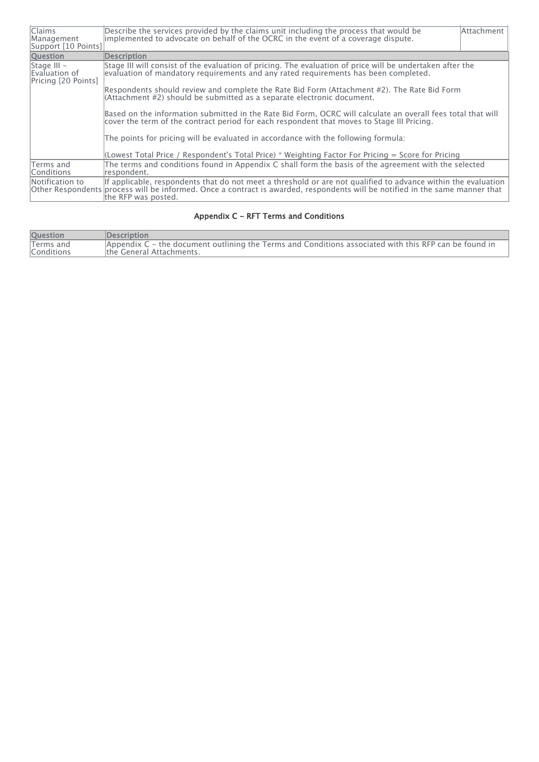| | | |
|---|---|---|
| Claims Management Support [10 Points] | Describe the services provided by the claims unit including the process that would be implemented to advocate on behalf of the OCRC in the event of a coverage dispute. | Attachment |

| Question | Description |
|---|---|
| Stage III – Evaluation of Pricing [20 Points] | Stage III will consist of the evaluation of pricing. The evaluation of price will be undertaken after the evaluation of mandatory requirements and any rated requirements has been completed.<br><br>Respondents should review and complete the Rate Bid Form (Attachment #2). The Rate Bid Form (Attachment #2) should be submitted as a separate electronic document.<br><br>Based on the information submitted in the Rate Bid Form, OCRC will calculate an overall fees total that will cover the term of the contract period for each respondent that moves to Stage III Pricing.<br><br>The points for pricing will be evaluated in accordance with the following formula:<br><br>(Lowest Total Price / Respondent's Total Price) * Weighting Factor For Pricing = Score for Pricing |
| Terms and Conditions | The terms and conditions found in Appendix C shall form the basis of the agreement with the selected respondent. |
| Notification to Other Respondents | If applicable, respondents that do not meet a threshold or are not qualified to advance within the evaluation process will be informed. Once a contract is awarded, respondents will be notified in the same manner that the RFP was posted. |

## Appendix C - RFT Terms and Conditions

| Question | Description |
|---|---|
| Terms and Conditions | Appendix C – the document outlining the Terms and Conditions associated with this RFP can be found in the General Attachments. |